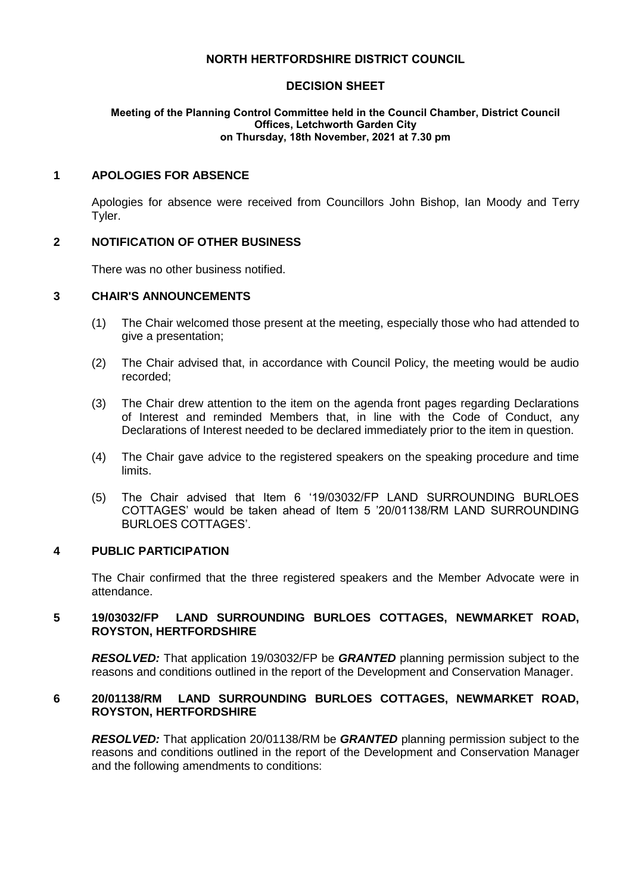# NORTH HERTFORDSHIRE DISTRICT COUNCIL

## DECISION SHEET

**Meeting of the Planning Control Committee held in the Council Chamber, District Council Offices, Letchworth Garden City on Thursday, 18th November, 2021 at 7.30 pm**

### 1 APOLOGIES FOR ABSENCE

Apologies for absence were received from Councillors John Bishop, Ian Moody and Terry Tyler.

### 2 NOTIFICATION OF OTHER BUSINESS

There was no other business notified.

### 3 CHAIR'S ANNOUNCEMENTS

(1) The Chair welcomed those present at the meeting, especially those who had attended to give a presentation;

(2) The Chair advised that, in accordance with Council Policy, the meeting would be audio recorded;

(3) The Chair drew attention to the item on the agenda front pages regarding Declarations of Interest and reminded Members that, in line with the Code of Conduct, any Declarations of Interest needed to be declared immediately prior to the item in question.

(4) The Chair gave advice to the registered speakers on the speaking procedure and time limits.

(5) The Chair advised that Item 6 '19/03032/FP LAND SURROUNDING BURLOES COTTAGES' would be taken ahead of Item 5 '20/01138/RM LAND SURROUNDING BURLOES COTTAGES'.

### 4 PUBLIC PARTICIPATION

The Chair confirmed that the three registered speakers and the Member Advocate were in attendance.

### 5 19/03032/FP LAND SURROUNDING BURLOES COTTAGES, NEWMARKET ROAD, ROYSTON, HERTFORDSHIRE

***RESOLVED:*** That application 19/03032/FP be ***GRANTED*** planning permission subject to the reasons and conditions outlined in the report of the Development and Conservation Manager.

### 6 20/01138/RM LAND SURROUNDING BURLOES COTTAGES, NEWMARKET ROAD, ROYSTON, HERTFORDSHIRE

***RESOLVED:*** That application 20/01138/RM be ***GRANTED*** planning permission subject to the reasons and conditions outlined in the report of the Development and Conservation Manager and the following amendments to conditions: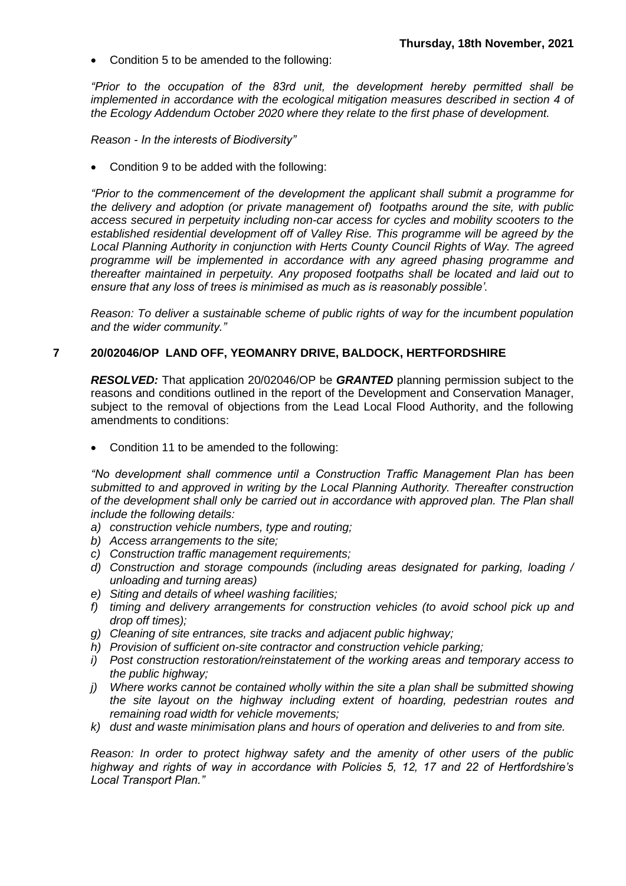- Condition 5 to be amended to the following:

*"Prior to the occupation of the 83rd unit, the development hereby permitted shall be implemented in accordance with the ecological mitigation measures described in section 4 of the Ecology Addendum October 2020 where they relate to the first phase of development.*

*Reason - In the interests of Biodiversity"*

- Condition 9 to be added with the following:

*"Prior to the commencement of the development the applicant shall submit a programme for the delivery and adoption (or private management of) footpaths around the site, with public access secured in perpetuity including non-car access for cycles and mobility scooters to the established residential development off of Valley Rise. This programme will be agreed by the Local Planning Authority in conjunction with Herts County Council Rights of Way. The agreed programme will be implemented in accordance with any agreed phasing programme and thereafter maintained in perpetuity. Any proposed footpaths shall be located and laid out to ensure that any loss of trees is minimised as much as is reasonably possible'.*

*Reason: To deliver a sustainable scheme of public rights of way for the incumbent population and the wider community."*

## 7 20/02046/OP LAND OFF, YEOMANRY DRIVE, BALDOCK, HERTFORDSHIRE

***RESOLVED:*** That application 20/02046/OP be ***GRANTED*** planning permission subject to the reasons and conditions outlined in the report of the Development and Conservation Manager, subject to the removal of objections from the Lead Local Flood Authority, and the following amendments to conditions:

- Condition 11 to be amended to the following:

*"No development shall commence until a Construction Traffic Management Plan has been submitted to and approved in writing by the Local Planning Authority. Thereafter construction of the development shall only be carried out in accordance with approved plan. The Plan shall include the following details:*

*a) construction vehicle numbers, type and routing;*
*b) Access arrangements to the site;*
*c) Construction traffic management requirements;*
*d) Construction and storage compounds (including areas designated for parking, loading / unloading and turning areas)*
*e) Siting and details of wheel washing facilities;*
*f) timing and delivery arrangements for construction vehicles (to avoid school pick up and drop off times);*
*g) Cleaning of site entrances, site tracks and adjacent public highway;*
*h) Provision of sufficient on-site contractor and construction vehicle parking;*
*i) Post construction restoration/reinstatement of the working areas and temporary access to the public highway;*
*j) Where works cannot be contained wholly within the site a plan shall be submitted showing the site layout on the highway including extent of hoarding, pedestrian routes and remaining road width for vehicle movements;*
*k) dust and waste minimisation plans and hours of operation and deliveries to and from site.*

*Reason: In order to protect highway safety and the amenity of other users of the public highway and rights of way in accordance with Policies 5, 12, 17 and 22 of Hertfordshire's Local Transport Plan."*